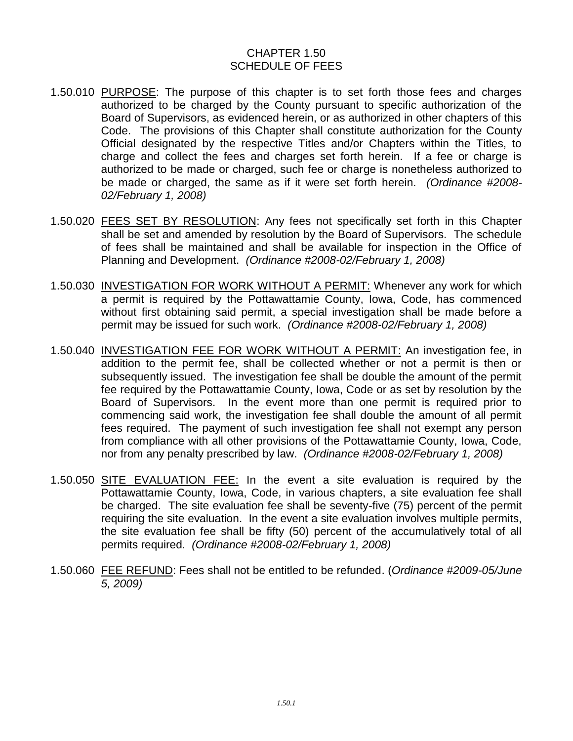# CHAPTER 1.50
# SCHEDULE OF FEES

1.50.010 PURPOSE: The purpose of this chapter is to set forth those fees and charges authorized to be charged by the County pursuant to specific authorization of the Board of Supervisors, as evidenced herein, or as authorized in other chapters of this Code. The provisions of this Chapter shall constitute authorization for the County Official designated by the respective Titles and/or Chapters within the Titles, to charge and collect the fees and charges set forth herein. If a fee or charge is authorized to be made or charged, such fee or charge is nonetheless authorized to be made or charged, the same as if it were set forth herein. *(Ordinance #2008-02/February 1, 2008)*

1.50.020 FEES SET BY RESOLUTION: Any fees not specifically set forth in this Chapter shall be set and amended by resolution by the Board of Supervisors. The schedule of fees shall be maintained and shall be available for inspection in the Office of Planning and Development. *(Ordinance #2008-02/February 1, 2008)*

1.50.030 INVESTIGATION FOR WORK WITHOUT A PERMIT: Whenever any work for which a permit is required by the Pottawattamie County, Iowa, Code, has commenced without first obtaining said permit, a special investigation shall be made before a permit may be issued for such work. *(Ordinance #2008-02/February 1, 2008)*

1.50.040 INVESTIGATION FEE FOR WORK WITHOUT A PERMIT: An investigation fee, in addition to the permit fee, shall be collected whether or not a permit is then or subsequently issued. The investigation fee shall be double the amount of the permit fee required by the Pottawattamie County, Iowa, Code or as set by resolution by the Board of Supervisors. In the event more than one permit is required prior to commencing said work, the investigation fee shall double the amount of all permit fees required. The payment of such investigation fee shall not exempt any person from compliance with all other provisions of the Pottawattamie County, Iowa, Code, nor from any penalty prescribed by law. *(Ordinance #2008-02/February 1, 2008)*

1.50.050 SITE EVALUATION FEE: In the event a site evaluation is required by the Pottawattamie County, Iowa, Code, in various chapters, a site evaluation fee shall be charged. The site evaluation fee shall be seventy-five (75) percent of the permit requiring the site evaluation. In the event a site evaluation involves multiple permits, the site evaluation fee shall be fifty (50) percent of the accumulatively total of all permits required. *(Ordinance #2008-02/February 1, 2008)*

1.50.060 FEE REFUND: Fees shall not be entitled to be refunded. (*Ordinance #2009-05/June 5, 2009)*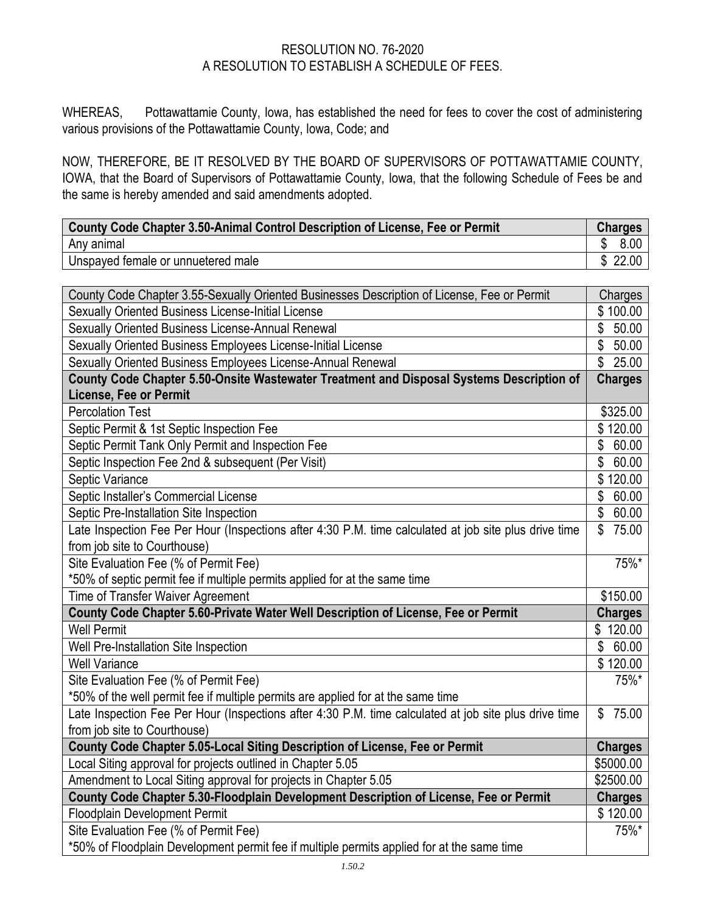RESOLUTION NO. 76-2020
A RESOLUTION TO ESTABLISH A SCHEDULE OF FEES.

WHEREAS, Pottawattamie County, Iowa, has established the need for fees to cover the cost of administering various provisions of the Pottawattamie County, Iowa, Code; and

NOW, THEREFORE, BE IT RESOLVED BY THE BOARD OF SUPERVISORS OF POTTAWATTAMIE COUNTY, IOWA, that the Board of Supervisors of Pottawattamie County, Iowa, that the following Schedule of Fees be and the same is hereby amended and said amendments adopted.

| **County Code Chapter 3.50-Animal Control Description of License, Fee or Permit** | **Charges** |
|---|---|
| Any animal | $ 8.00 |
| Unspayed female or unneutered male | $ 22.00 |

| County Code Chapter 3.55-Sexually Oriented Businesses Description of License, Fee or Permit | Charges |
|---|---|
| Sexually Oriented Business License-Initial License | $ 100.00 |
| Sexually Oriented Business License-Annual Renewal | $ 50.00 |
| Sexually Oriented Business Employees License-Initial License | $ 50.00 |
| Sexually Oriented Business Employees License-Annual Renewal | $ 25.00 |
| **County Code Chapter 5.50-Onsite Wastewater Treatment and Disposal Systems Description of License, Fee or Permit** | **Charges** |
| Percolation Test | $325.00 |
| Septic Permit & 1st Septic Inspection Fee | $ 120.00 |
| Septic Permit Tank Only Permit and Inspection Fee | $ 60.00 |
| Septic Inspection Fee 2nd & subsequent (Per Visit) | $ 60.00 |
| Septic Variance | $ 120.00 |
| Septic Installer's Commercial License | $ 60.00 |
| Septic Pre-Installation Site Inspection | $ 60.00 |
| Late Inspection Fee Per Hour (Inspections after 4:30 P.M. time calculated at job site plus drive time from job site to Courthouse) | $ 75.00 |
| Site Evaluation Fee (% of Permit Fee)<br>*50% of septic permit fee if multiple permits applied for at the same time | 75%* |
| Time of Transfer Waiver Agreement | $150.00 |
| **County Code Chapter 5.60-Private Water Well Description of License, Fee or Permit** | **Charges** |
| Well Permit | $ 120.00 |
| Well Pre-Installation Site Inspection | $ 60.00 |
| Well Variance | $ 120.00 |
| Site Evaluation Fee (% of Permit Fee)<br>*50% of the well permit fee if multiple permits are applied for at the same time | 75%* |
| Late Inspection Fee Per Hour (Inspections after 4:30 P.M. time calculated at job site plus drive time from job site to Courthouse) | $ 75.00 |
| **County Code Chapter 5.05-Local Siting Description of License, Fee or Permit** | **Charges** |
| Local Siting approval for projects outlined in Chapter 5.05 | $5000.00 |
| Amendment to Local Siting approval for projects in Chapter 5.05 | $2500.00 |
| **County Code Chapter 5.30-Floodplain Development Description of License, Fee or Permit** | **Charges** |
| Floodplain Development Permit | $ 120.00 |
| Site Evaluation Fee (% of Permit Fee)<br>*50% of Floodplain Development permit fee if multiple permits applied for at the same time | 75%* |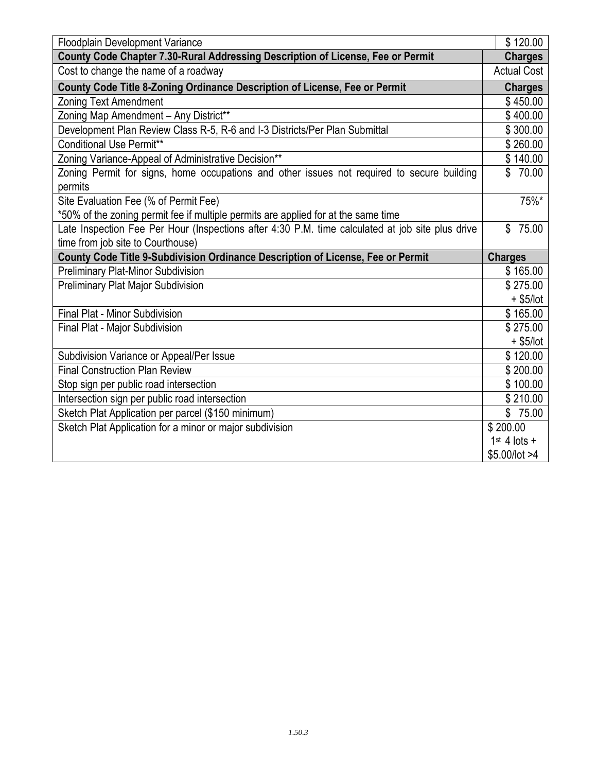| | |
|---|---|
| Floodplain Development Variance | $ 120.00 |
| **County Code Chapter 7.30-Rural Addressing Description of License, Fee or Permit** | **Charges** |
| Cost to change the name of a roadway | Actual Cost |
| **County Code Title 8-Zoning Ordinance Description of License, Fee or Permit** | **Charges** |
| Zoning Text Amendment | $ 450.00 |
| Zoning Map Amendment – Any District** | $ 400.00 |
| Development Plan Review Class R-5, R-6 and I-3 Districts/Per Plan Submittal | $ 300.00 |
| Conditional Use Permit** | $ 260.00 |
| Zoning Variance-Appeal of Administrative Decision** | $ 140.00 |
| Zoning Permit for signs, home occupations and other issues not required to secure building permits | $ 70.00 |
| Site Evaluation Fee (% of Permit Fee)<br>*50% of the zoning permit fee if multiple permits are applied for at the same time | 75%* |
| Late Inspection Fee Per Hour (Inspections after 4:30 P.M. time calculated at job site plus drive time from job site to Courthouse) | $ 75.00 |
| **County Code Title 9-Subdivision Ordinance Description of License, Fee or Permit** | **Charges** |
| Preliminary Plat-Minor Subdivision | $ 165.00 |
| Preliminary Plat Major Subdivision | $ 275.00 + $5/lot |
| Final Plat - Minor Subdivision | $ 165.00 |
| Final Plat - Major Subdivision | $ 275.00 + $5/lot |
| Subdivision Variance or Appeal/Per Issue | $ 120.00 |
| Final Construction Plan Review | $ 200.00 |
| Stop sign per public road intersection | $ 100.00 |
| Intersection sign per public road intersection | $ 210.00 |
| Sketch Plat Application per parcel ($150 minimum) | $ 75.00 |
| Sketch Plat Application for a minor or major subdivision | $ 200.00 1st 4 lots + $5.00/lot >4 |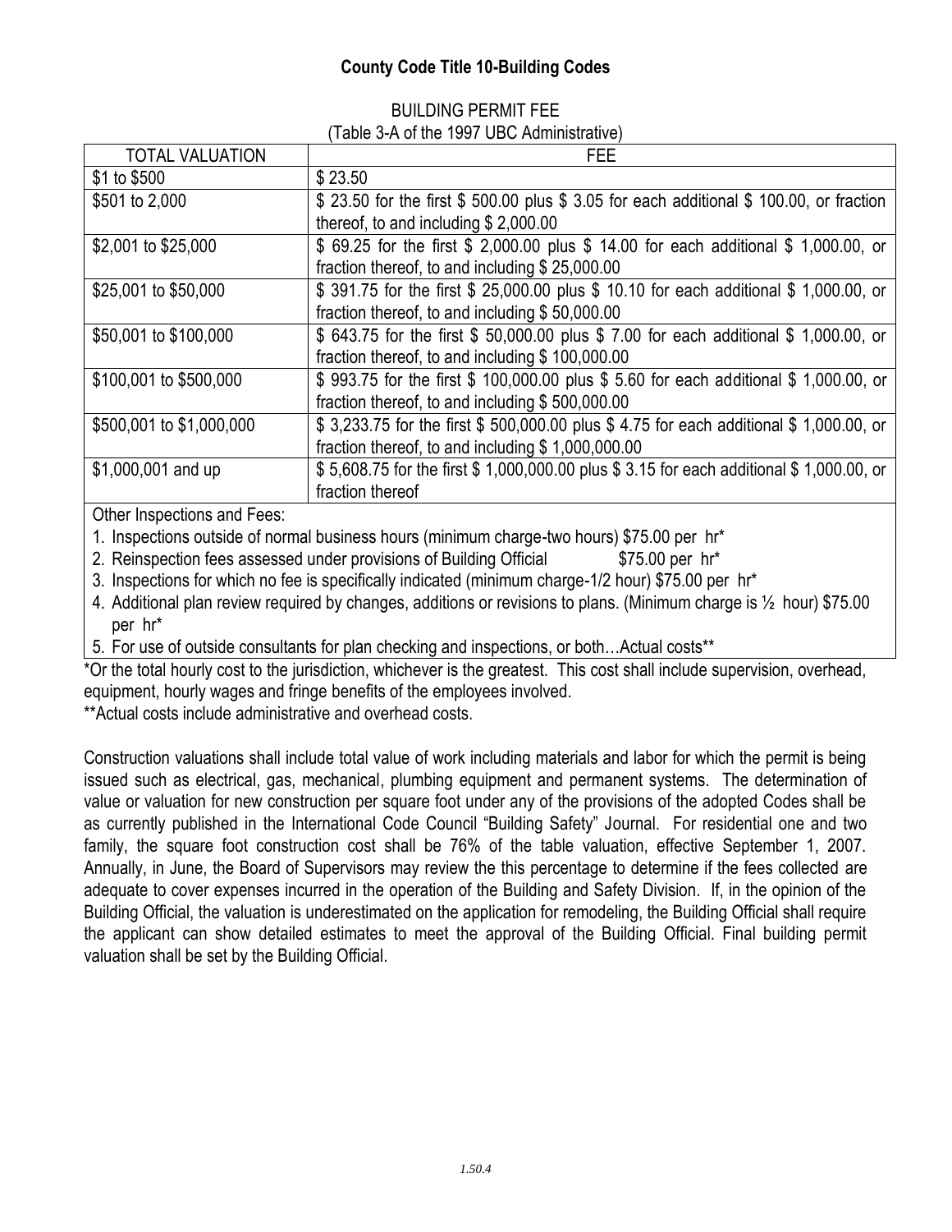**County Code Title 10-Building Codes**

BUILDING PERMIT FEE
(Table 3-A of the 1997 UBC Administrative)

| TOTAL VALUATION | FEE |
|---|---|
| $1 to $500 | $ 23.50 |
| $501 to 2,000 | $ 23.50 for the first $ 500.00 plus $ 3.05 for each additional $ 100.00, or fraction thereof, to and including $ 2,000.00 |
| $2,001 to $25,000 | $ 69.25 for the first $ 2,000.00 plus $ 14.00 for each additional $ 1,000.00, or fraction thereof, to and including $ 25,000.00 |
| $25,001 to $50,000 | $ 391.75 for the first $ 25,000.00 plus $ 10.10 for each additional $ 1,000.00, or fraction thereof, to and including $ 50,000.00 |
| $50,001 to $100,000 | $ 643.75 for the first $ 50,000.00 plus $ 7.00 for each additional $ 1,000.00, or fraction thereof, to and including $ 100,000.00 |
| $100,001 to $500,000 | $ 993.75 for the first $ 100,000.00 plus $ 5.60 for each additional $ 1,000.00, or fraction thereof, to and including $ 500,000.00 |
| $500,001 to $1,000,000 | $ 3,233.75 for the first $ 500,000.00 plus $ 4.75 for each additional $ 1,000.00, or fraction thereof, to and including $ 1,000,000.00 |
| $1,000,001 and up | $ 5,608.75 for the first $ 1,000,000.00 plus $ 3.15 for each additional $ 1,000.00, or fraction thereof |

Other Inspections and Fees:

1. Inspections outside of normal business hours (minimum charge-two hours) $75.00 per hr*
2. Reinspection fees assessed under provisions of Building Official $75.00 per hr*
3. Inspections for which no fee is specifically indicated (minimum charge-1/2 hour) $75.00 per hr*
4. Additional plan review required by changes, additions or revisions to plans. (Minimum charge is ½ hour) $75.00 per hr*
5. For use of outside consultants for plan checking and inspections, or both…Actual costs**

*Or the total hourly cost to the jurisdiction, whichever is the greatest. This cost shall include supervision, overhead, equipment, hourly wages and fringe benefits of the employees involved.

**Actual costs include administrative and overhead costs.

Construction valuations shall include total value of work including materials and labor for which the permit is being issued such as electrical, gas, mechanical, plumbing equipment and permanent systems. The determination of value or valuation for new construction per square foot under any of the provisions of the adopted Codes shall be as currently published in the International Code Council "Building Safety" Journal. For residential one and two family, the square foot construction cost shall be 76% of the table valuation, effective September 1, 2007. Annually, in June, the Board of Supervisors may review the this percentage to determine if the fees collected are adequate to cover expenses incurred in the operation of the Building and Safety Division. If, in the opinion of the Building Official, the valuation is underestimated on the application for remodeling, the Building Official shall require the applicant can show detailed estimates to meet the approval of the Building Official. Final building permit valuation shall be set by the Building Official.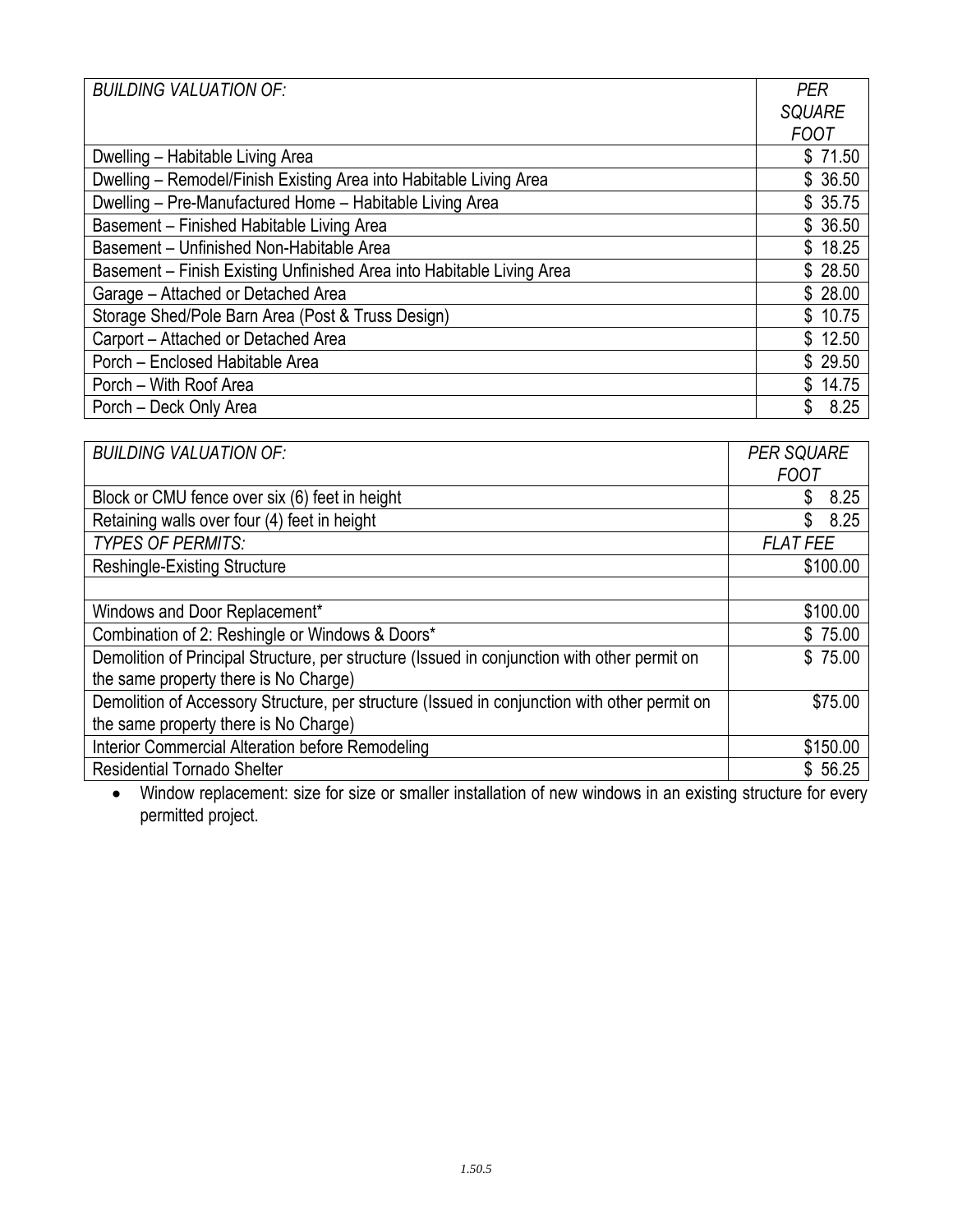| *BUILDING VALUATION OF:* | *PER SQUARE FOOT* |
| --- | --- |
| Dwelling – Habitable Living Area | $ 71.50 |
| Dwelling – Remodel/Finish Existing Area into Habitable Living Area | $ 36.50 |
| Dwelling – Pre-Manufactured Home – Habitable Living Area | $ 35.75 |
| Basement – Finished Habitable Living Area | $ 36.50 |
| Basement – Unfinished Non-Habitable Area | $ 18.25 |
| Basement – Finish Existing Unfinished Area into Habitable Living Area | $ 28.50 |
| Garage – Attached or Detached Area | $ 28.00 |
| Storage Shed/Pole Barn Area (Post & Truss Design) | $ 10.75 |
| Carport – Attached or Detached Area | $ 12.50 |
| Porch – Enclosed Habitable Area | $ 29.50 |
| Porch – With Roof Area | $ 14.75 |
| Porch – Deck Only Area | $ 8.25 |

| *BUILDING VALUATION OF:* | *PER SQUARE FOOT* |
| --- | --- |
| Block or CMU fence over six (6) feet in height | $ 8.25 |
| Retaining walls over four (4) feet in height | $ 8.25 |
| *TYPES OF PERMITS:* | *FLAT FEE* |
| Reshingle-Existing Structure | $100.00 |
| | |
| Windows and Door Replacement* | $100.00 |
| Combination of 2: Reshingle or Windows & Doors* | $ 75.00 |
| Demolition of Principal Structure, per structure (Issued in conjunction with other permit on the same property there is No Charge) | $ 75.00 |
| Demolition of Accessory Structure, per structure (Issued in conjunction with other permit on the same property there is No Charge) | $75.00 |
| Interior Commercial Alteration before Remodeling | $150.00 |
| Residential Tornado Shelter | $ 56.25 |

- Window replacement: size for size or smaller installation of new windows in an existing structure for every permitted project.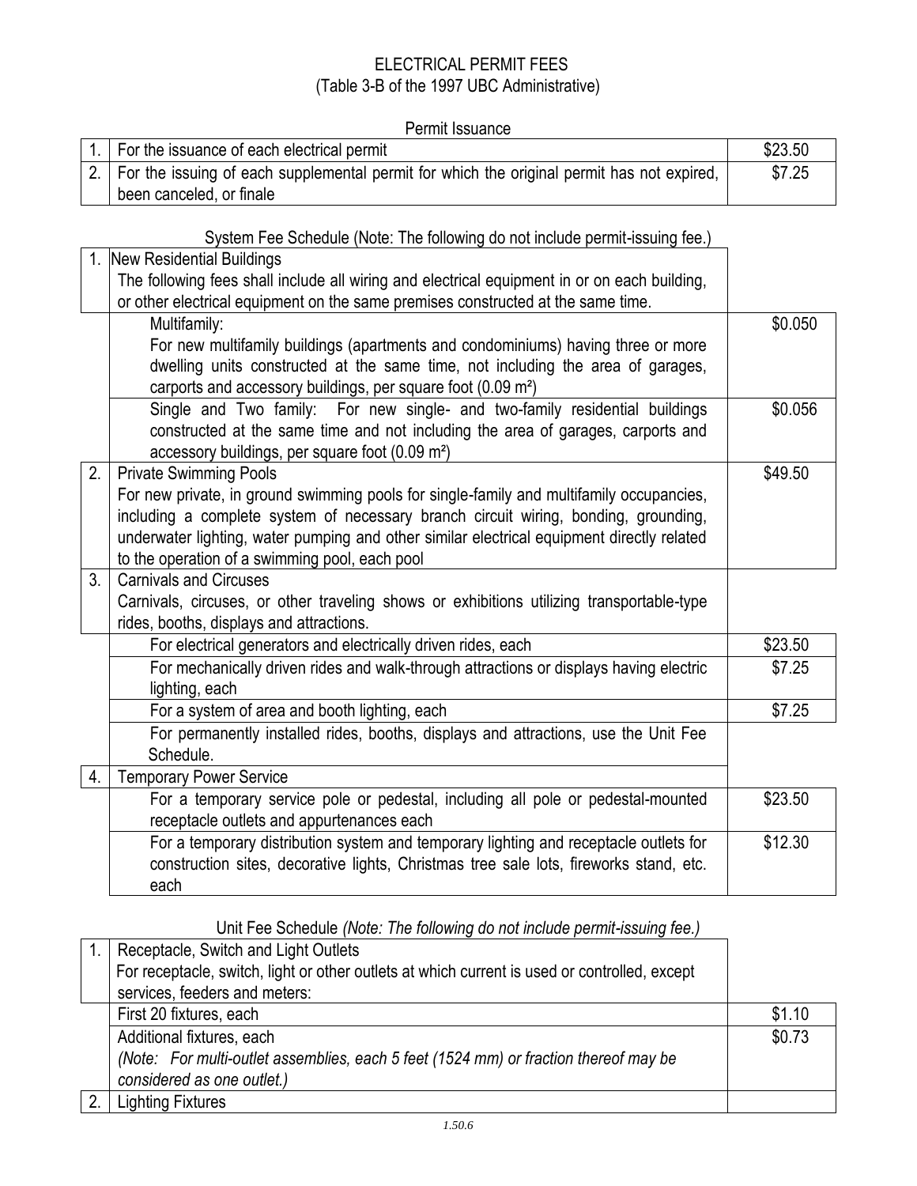# ELECTRICAL PERMIT FEES

(Table 3-B of the 1997 UBC Administrative)

Permit Issuance

| | | |
|---|---|---|
| 1. | For the issuance of each electrical permit | $23.50 |
| 2. | For the issuing of each supplemental permit for which the original permit has not expired, been canceled, or finale | $7.25 |

System Fee Schedule (Note: The following do not include permit-issuing fee.)

| | | |
|---|---|---|
| 1. | New Residential Buildings<br>The following fees shall include all wiring and electrical equipment in or on each building, or other electrical equipment on the same premises constructed at the same time. | |
| | Multifamily:<br>For new multifamily buildings (apartments and condominiums) having three or more dwelling units constructed at the same time, not including the area of garages, carports and accessory buildings, per square foot (0.09 m²) | $0.050 |
| | Single and Two family: For new single- and two-family residential buildings constructed at the same time and not including the area of garages, carports and accessory buildings, per square foot (0.09 m²) | $0.056 |
| 2. | Private Swimming Pools<br>For new private, in ground swimming pools for single-family and multifamily occupancies, including a complete system of necessary branch circuit wiring, bonding, grounding, underwater lighting, water pumping and other similar electrical equipment directly related to the operation of a swimming pool, each pool | $49.50 |
| 3. | Carnivals and Circuses<br>Carnivals, circuses, or other traveling shows or exhibitions utilizing transportable-type rides, booths, displays and attractions. | |
| | For electrical generators and electrically driven rides, each | $23.50 |
| | For mechanically driven rides and walk-through attractions or displays having electric lighting, each | $7.25 |
| | For a system of area and booth lighting, each | $7.25 |
| | For permanently installed rides, booths, displays and attractions, use the Unit Fee Schedule. | |
| 4. | Temporary Power Service | |
| | For a temporary service pole or pedestal, including all pole or pedestal-mounted receptacle outlets and appurtenances each | $23.50 |
| | For a temporary distribution system and temporary lighting and receptacle outlets for construction sites, decorative lights, Christmas tree sale lots, fireworks stand, etc. each | $12.30 |

Unit Fee Schedule *(Note: The following do not include permit-issuing fee.)*

| | | |
|---|---|---|
| 1. | Receptacle, Switch and Light Outlets<br>For receptacle, switch, light or other outlets at which current is used or controlled, except services, feeders and meters: | |
| | First 20 fixtures, each | $1.10 |
| | Additional fixtures, each<br>*(Note: For multi-outlet assemblies, each 5 feet (1524 mm) or fraction thereof may be considered as one outlet.)* | $0.73 |
| 2. | Lighting Fixtures | |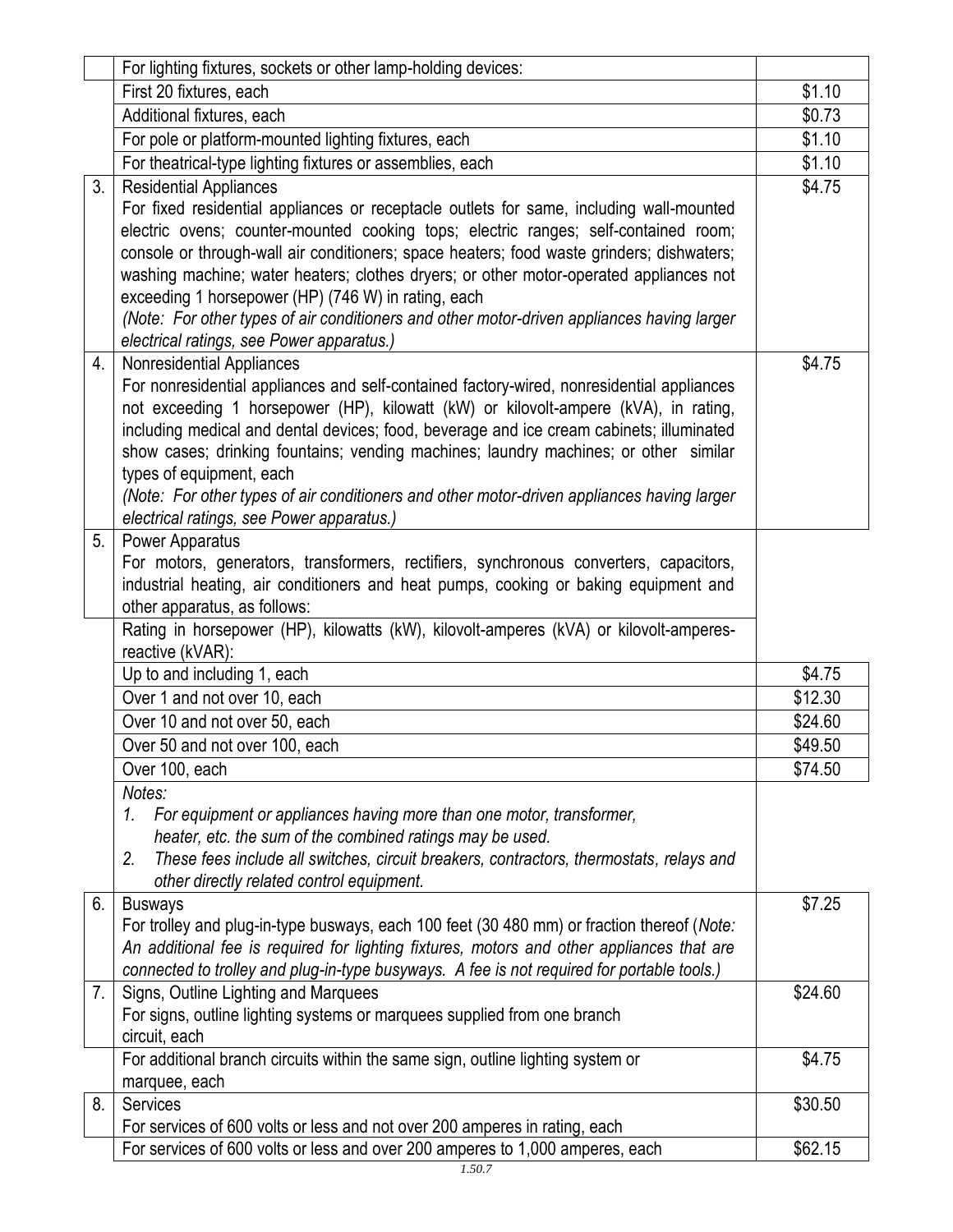| | | |
|---|---|---|
| | For lighting fixtures, sockets or other lamp-holding devices: | |
| | First 20 fixtures, each | $1.10 |
| | Additional fixtures, each | $0.73 |
| | For pole or platform-mounted lighting fixtures, each | $1.10 |
| | For theatrical-type lighting fixtures or assemblies, each | $1.10 |
| 3. | Residential Appliances<br>For fixed residential appliances or receptacle outlets for same, including wall-mounted electric ovens; counter-mounted cooking tops; electric ranges; self-contained room; console or through-wall air conditioners; space heaters; food waste grinders; dishwaters; washing machine; water heaters; clothes dryers; or other motor-operated appliances not exceeding 1 horsepower (HP) (746 W) in rating, each<br>*(Note: For other types of air conditioners and other motor-driven appliances having larger electrical ratings, see Power apparatus.)* | $4.75 |
| 4. | Nonresidential Appliances<br>For nonresidential appliances and self-contained factory-wired, nonresidential appliances not exceeding 1 horsepower (HP), kilowatt (kW) or kilovolt-ampere (kVA), in rating, including medical and dental devices; food, beverage and ice cream cabinets; illuminated show cases; drinking fountains; vending machines; laundry machines; or other similar types of equipment, each<br>*(Note: For other types of air conditioners and other motor-driven appliances having larger electrical ratings, see Power apparatus.)* | $4.75 |
| 5. | Power Apparatus<br>For motors, generators, transformers, rectifiers, synchronous converters, capacitors, industrial heating, air conditioners and heat pumps, cooking or baking equipment and other apparatus, as follows: | |
| | Rating in horsepower (HP), kilowatts (kW), kilovolt-amperes (kVA) or kilovolt-amperes-reactive (kVAR): | |
| | Up to and including 1, each | $4.75 |
| | Over 1 and not over 10, each | $12.30 |
| | Over 10 and not over 50, each | $24.60 |
| | Over 50 and not over 100, each | $49.50 |
| | Over 100, each | $74.50 |
| | *Notes:*<br>*1. For equipment or appliances having more than one motor, transformer, heater, etc. the sum of the combined ratings may be used.*<br>*2. These fees include all switches, circuit breakers, contractors, thermostats, relays and other directly related control equipment.* | |
| 6. | Busways<br>For trolley and plug-in-type busways, each 100 feet (30 480 mm) or fraction thereof (*Note: An additional fee is required for lighting fixtures, motors and other appliances that are connected to trolley and plug-in-type busyways. A fee is not required for portable tools.)* | $7.25 |
| 7. | Signs, Outline Lighting and Marquees<br>For signs, outline lighting systems or marquees supplied from one branch circuit, each | $24.60 |
| | For additional branch circuits within the same sign, outline lighting system or marquee, each | $4.75 |
| 8. | Services<br>For services of 600 volts or less and not over 200 amperes in rating, each | $30.50 |
| | For services of 600 volts or less and over 200 amperes to 1,000 amperes, each | $62.15 |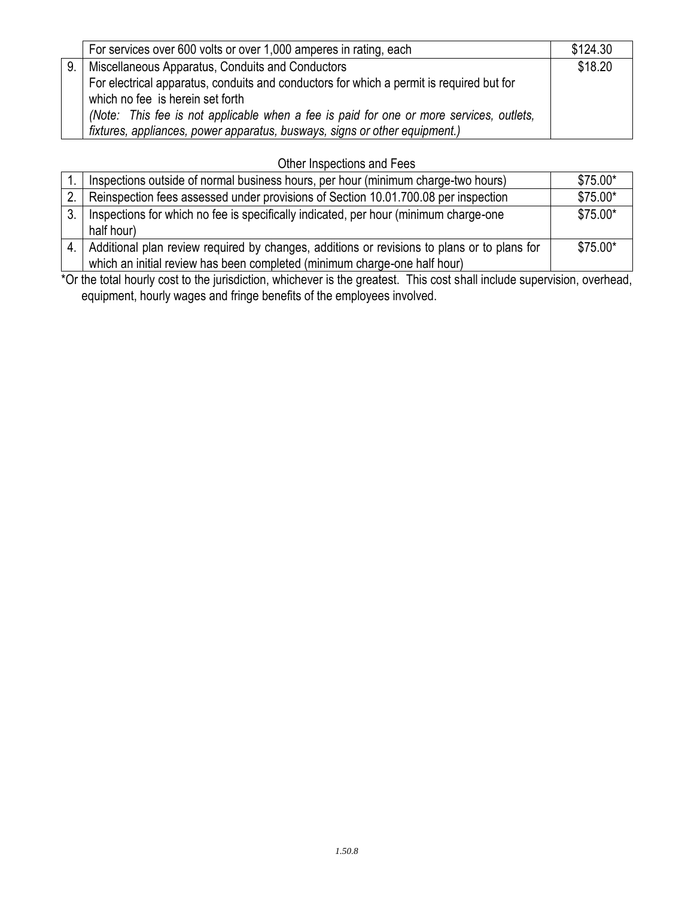| | | |
|---|---|---|
| | For services over 600 volts or over 1,000 amperes in rating, each | $124.30 |
| 9. | Miscellaneous Apparatus, Conduits and Conductors<br>For electrical apparatus, conduits and conductors for which a permit is required but for which no fee is herein set forth<br>*(Note: This fee is not applicable when a fee is paid for one or more services, outlets, fixtures, appliances, power apparatus, busways, signs or other equipment.)* | $18.20 |

Other Inspections and Fees

| | | |
|---|---|---|
| 1. | Inspections outside of normal business hours, per hour (minimum charge-two hours) | $75.00* |
| 2. | Reinspection fees assessed under provisions of Section 10.01.700.08 per inspection | $75.00* |
| 3. | Inspections for which no fee is specifically indicated, per hour (minimum charge-one half hour) | $75.00* |
| 4. | Additional plan review required by changes, additions or revisions to plans or to plans for which an initial review has been completed (minimum charge-one half hour) | $75.00* |

*Or the total hourly cost to the jurisdiction, whichever is the greatest. This cost shall include supervision, overhead, equipment, hourly wages and fringe benefits of the employees involved.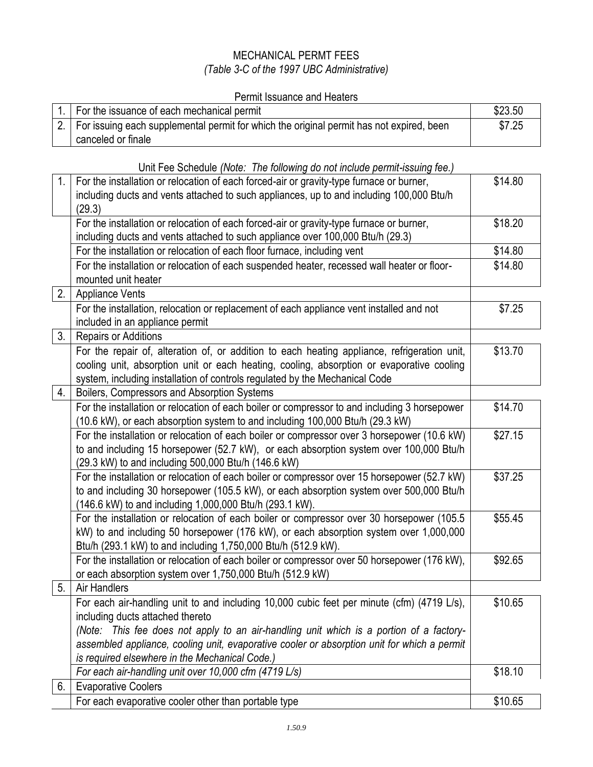# MECHANICAL PERMT FEES

*(Table 3-C of the 1997 UBC Administrative)*

## Permit Issuance and Heaters

| | | |
|---|---|---|
| 1. | For the issuance of each mechanical permit | $23.50 |
| 2. | For issuing each supplemental permit for which the original permit has not expired, been canceled or finale | $7.25 |

## Unit Fee Schedule *(Note: The following do not include permit-issuing fee.)*

| | | |
|---|---|---|
| 1. | For the installation or relocation of each forced-air or gravity-type furnace or burner, including ducts and vents attached to such appliances, up to and including 100,000 Btu/h (29.3) | $14.80 |
| | For the installation or relocation of each forced-air or gravity-type furnace or burner, including ducts and vents attached to such appliance over 100,000 Btu/h (29.3) | $18.20 |
| | For the installation or relocation of each floor furnace, including vent | $14.80 |
| | For the installation or relocation of each suspended heater, recessed wall heater or floor-mounted unit heater | $14.80 |
| 2. | Appliance Vents | |
| | For the installation, relocation or replacement of each appliance vent installed and not included in an appliance permit | $7.25 |
| 3. | Repairs or Additions | |
| | For the repair of, alteration of, or addition to each heating appliance, refrigeration unit, cooling unit, absorption unit or each heating, cooling, absorption or evaporative cooling system, including installation of controls regulated by the Mechanical Code | $13.70 |
| 4. | Boilers, Compressors and Absorption Systems | |
| | For the installation or relocation of each boiler or compressor to and including 3 horsepower (10.6 kW), or each absorption system to and including 100,000 Btu/h (29.3 kW) | $14.70 |
| | For the installation or relocation of each boiler or compressor over 3 horsepower (10.6 kW) to and including 15 horsepower (52.7 kW), or each absorption system over 100,000 Btu/h (29.3 kW) to and including 500,000 Btu/h (146.6 kW) | $27.15 |
| | For the installation or relocation of each boiler or compressor over 15 horsepower (52.7 kW) to and including 30 horsepower (105.5 kW), or each absorption system over 500,000 Btu/h (146.6 kW) to and including 1,000,000 Btu/h (293.1 kW). | $37.25 |
| | For the installation or relocation of each boiler or compressor over 30 horsepower (105.5 kW) to and including 50 horsepower (176 kW), or each absorption system over 1,000,000 Btu/h (293.1 kW) to and including 1,750,000 Btu/h (512.9 kW). | $55.45 |
| | For the installation or relocation of each boiler or compressor over 50 horsepower (176 kW), or each absorption system over 1,750,000 Btu/h (512.9 kW) | $92.65 |
| 5. | Air Handlers | |
| | For each air-handling unit to and including 10,000 cubic feet per minute (cfm) (4719 L/s), including ducts attached thereto *(Note: This fee does not apply to an air-handling unit which is a portion of a factory-assembled appliance, cooling unit, evaporative cooler or absorption unit for which a permit is required elsewhere in the Mechanical Code.)* | $10.65 |
| | *For each air-handling unit over 10,000 cfm (4719 L/s)* | $18.10 |
| 6. | Evaporative Coolers | |
| | For each evaporative cooler other than portable type | $10.65 |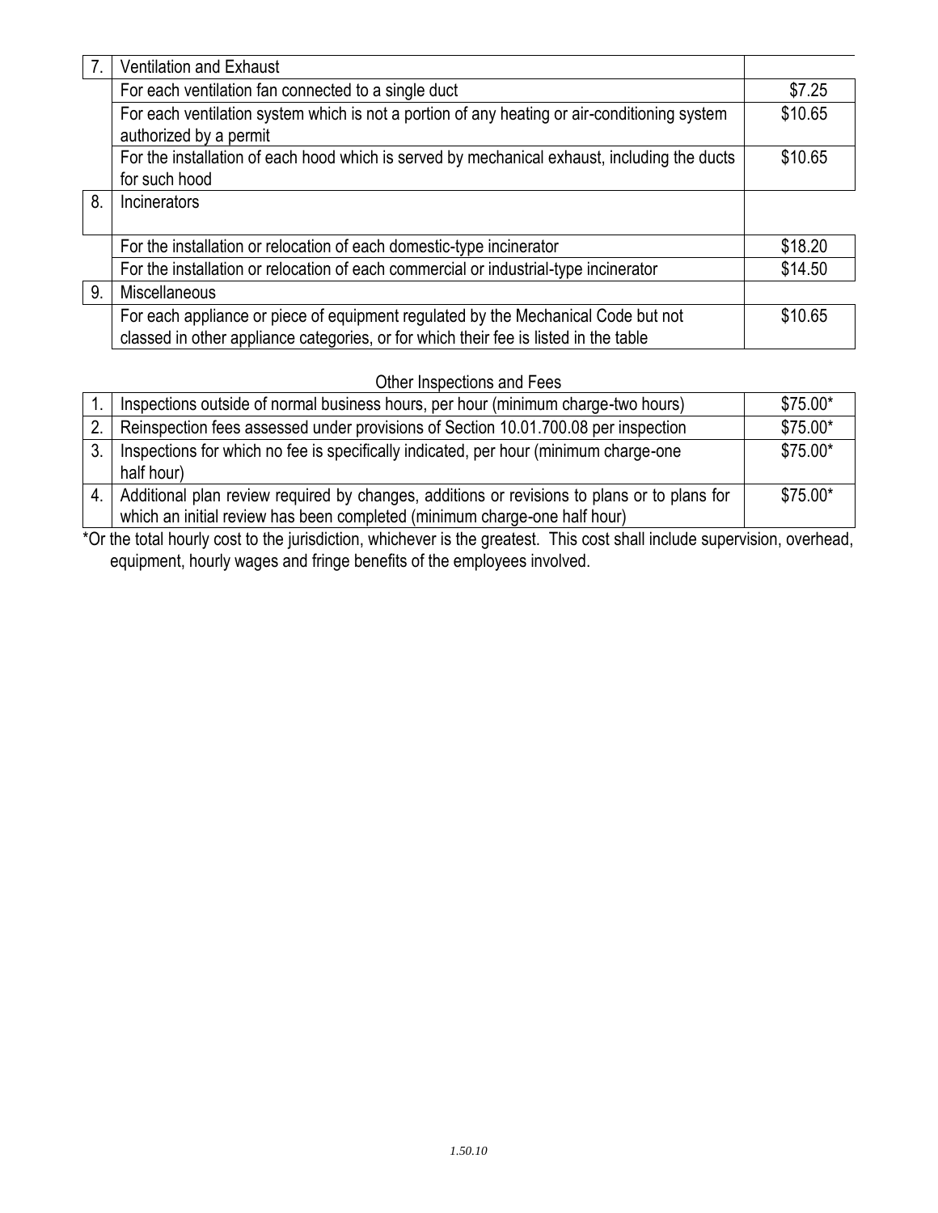| | | |
|---|---|---|
| 7. | Ventilation and Exhaust | |
| | For each ventilation fan connected to a single duct | $7.25 |
| | For each ventilation system which is not a portion of any heating or air-conditioning system authorized by a permit | $10.65 |
| | For the installation of each hood which is served by mechanical exhaust, including the ducts for such hood | $10.65 |
| 8. | Incinerators | |
| | For the installation or relocation of each domestic-type incinerator | $18.20 |
| | For the installation or relocation of each commercial or industrial-type incinerator | $14.50 |
| 9. | Miscellaneous | |
| | For each appliance or piece of equipment regulated by the Mechanical Code but not classed in other appliance categories, or for which their fee is listed in the table | $10.65 |

Other Inspections and Fees

| | | |
|---|---|---|
| 1. | Inspections outside of normal business hours, per hour (minimum charge-two hours) | $75.00* |
| 2. | Reinspection fees assessed under provisions of Section 10.01.700.08 per inspection | $75.00* |
| 3. | Inspections for which no fee is specifically indicated, per hour (minimum charge-one half hour) | $75.00* |
| 4. | Additional plan review required by changes, additions or revisions to plans or to plans for which an initial review has been completed (minimum charge-one half hour) | $75.00* |

*Or the total hourly cost to the jurisdiction, whichever is the greatest. This cost shall include supervision, overhead, equipment, hourly wages and fringe benefits of the employees involved.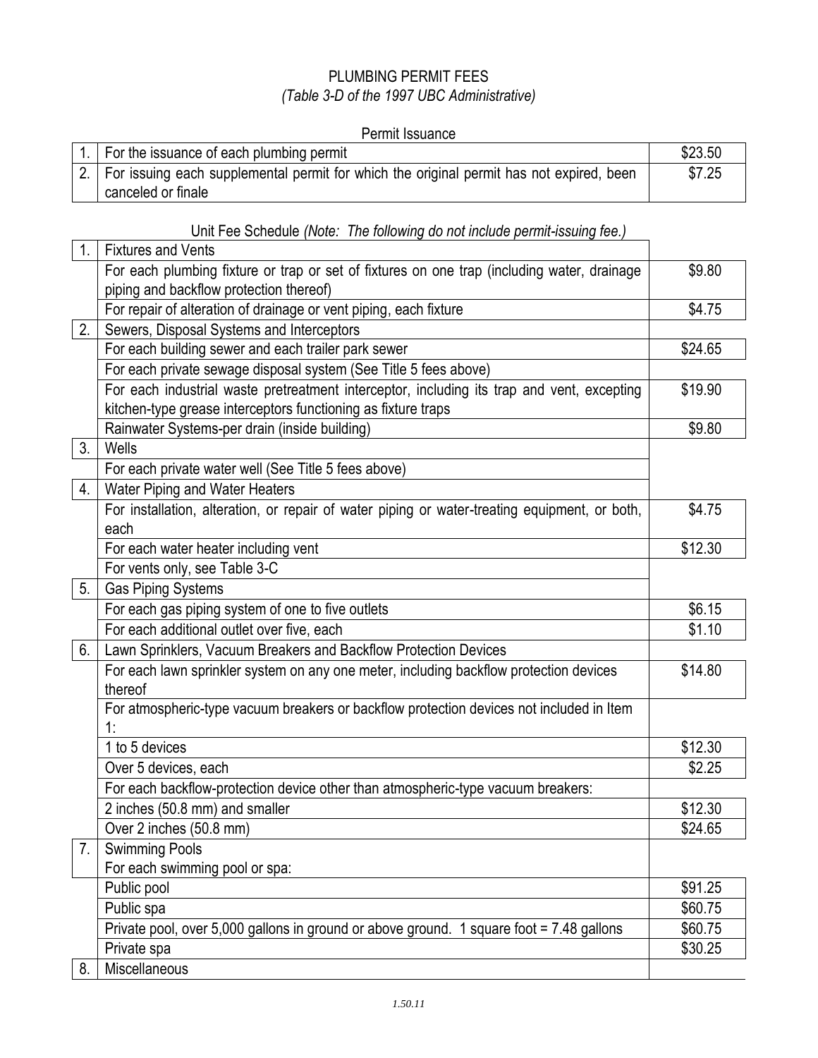# PLUMBING PERMIT FEES

*(Table 3-D of the 1997 UBC Administrative)*

Permit Issuance

| | | |
|---|---|---|
| 1. | For the issuance of each plumbing permit | $23.50 |
| 2. | For issuing each supplemental permit for which the original permit has not expired, been canceled or finale | $7.25 |

Unit Fee Schedule *(Note: The following do not include permit-issuing fee.)*

| | | |
|---|---|---|
| 1. | Fixtures and Vents | |
| | For each plumbing fixture or trap or set of fixtures on one trap (including water, drainage piping and backflow protection thereof) | $9.80 |
| | For repair of alteration of drainage or vent piping, each fixture | $4.75 |
| 2. | Sewers, Disposal Systems and Interceptors | |
| | For each building sewer and each trailer park sewer | $24.65 |
| | For each private sewage disposal system (See Title 5 fees above) | |
| | For each industrial waste pretreatment interceptor, including its trap and vent, excepting kitchen-type grease interceptors functioning as fixture traps | $19.90 |
| | Rainwater Systems-per drain (inside building) | $9.80 |
| 3. | Wells | |
| | For each private water well (See Title 5 fees above) | |
| 4. | Water Piping and Water Heaters | |
| | For installation, alteration, or repair of water piping or water-treating equipment, or both, each | $4.75 |
| | For each water heater including vent | $12.30 |
| | For vents only, see Table 3-C | |
| 5. | Gas Piping Systems | |
| | For each gas piping system of one to five outlets | $6.15 |
| | For each additional outlet over five, each | $1.10 |
| 6. | Lawn Sprinklers, Vacuum Breakers and Backflow Protection Devices | |
| | For each lawn sprinkler system on any one meter, including backflow protection devices thereof | $14.80 |
| | For atmospheric-type vacuum breakers or backflow protection devices not included in Item 1: | |
| | 1 to 5 devices | $12.30 |
| | Over 5 devices, each | $2.25 |
| | For each backflow-protection device other than atmospheric-type vacuum breakers: | |
| | 2 inches (50.8 mm) and smaller | $12.30 |
| | Over 2 inches (50.8 mm) | $24.65 |
| 7. | Swimming Pools<br>For each swimming pool or spa: | |
| | Public pool | $91.25 |
| | Public spa | $60.75 |
| | Private pool, over 5,000 gallons in ground or above ground. 1 square foot = 7.48 gallons | $60.75 |
| | Private spa | $30.25 |
| 8. | Miscellaneous | |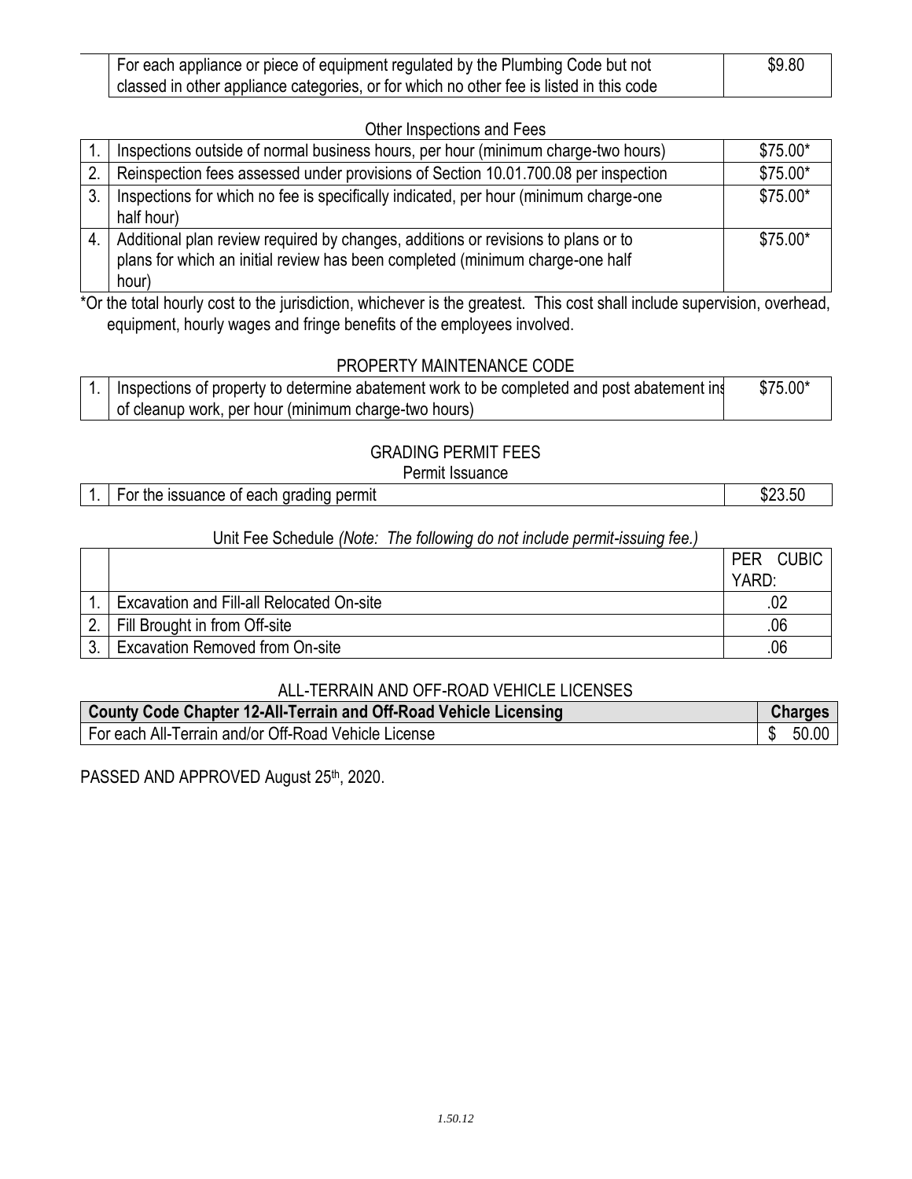| | | |
|---|---|---|
| | For each appliance or piece of equipment regulated by the Plumbing Code but not classed in other appliance categories, or for which no other fee is listed in this code | $9.80 |

Other Inspections and Fees

| | | |
|---|---|---|
| 1. | Inspections outside of normal business hours, per hour (minimum charge-two hours) | $75.00* |
| 2. | Reinspection fees assessed under provisions of Section 10.01.700.08 per inspection | $75.00* |
| 3. | Inspections for which no fee is specifically indicated, per hour (minimum charge-one half hour) | $75.00* |
| 4. | Additional plan review required by changes, additions or revisions to plans or to plans for which an initial review has been completed (minimum charge-one half hour) | $75.00* |

*Or the total hourly cost to the jurisdiction, whichever is the greatest. This cost shall include supervision, overhead, equipment, hourly wages and fringe benefits of the employees involved.

PROPERTY MAINTENANCE CODE

| | | |
|---|---|---|
| 1. | Inspections of property to determine abatement work to be completed and post abatement ins of cleanup work, per hour (minimum charge-two hours) | $75.00* |

GRADING PERMIT FEES

Permit Issuance

| | | |
|---|---|---|
| 1. | For the issuance of each grading permit | $23.50 |

Unit Fee Schedule *(Note: The following do not include permit-issuing fee.)*

| | | PER CUBIC YARD: |
|---|---|---|
| 1. | Excavation and Fill-all Relocated On-site | .02 |
| 2. | Fill Brought in from Off-site | .06 |
| 3. | Excavation Removed from On-site | .06 |

ALL-TERRAIN AND OFF-ROAD VEHICLE LICENSES

| County Code Chapter 12-All-Terrain and Off-Road Vehicle Licensing | Charges |
|---|---|
| For each All-Terrain and/or Off-Road Vehicle License | $ 50.00 |

PASSED AND APPROVED August 25th, 2020.